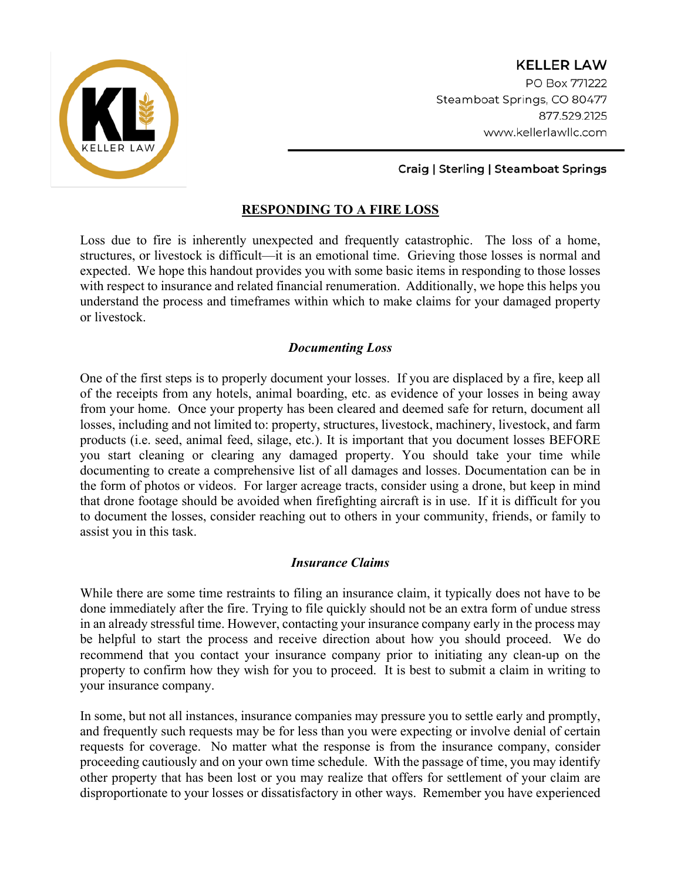KELLER LAW
PO Box 771222
Steamboat Springs, CO 80477
877.529.2125
www.kellerlawllc.com

**Craig | Sterling | Steamboat Springs**

# RESPONDING TO A FIRE LOSS

Loss due to fire is inherently unexpected and frequently catastrophic. The loss of a home, structures, or livestock is difficult—it is an emotional time. Grieving those losses is normal and expected. We hope this handout provides you with some basic items in responding to those losses with respect to insurance and related financial renumeration. Additionally, we hope this helps you understand the process and timeframes within which to make claims for your damaged property or livestock.

## *Documenting Loss*

One of the first steps is to properly document your losses. If you are displaced by a fire, keep all of the receipts from any hotels, animal boarding, etc. as evidence of your losses in being away from your home. Once your property has been cleared and deemed safe for return, document all losses, including and not limited to: property, structures, livestock, machinery, livestock, and farm products (i.e. seed, animal feed, silage, etc.). It is important that you document losses BEFORE you start cleaning or clearing any damaged property. You should take your time while documenting to create a comprehensive list of all damages and losses. Documentation can be in the form of photos or videos. For larger acreage tracts, consider using a drone, but keep in mind that drone footage should be avoided when firefighting aircraft is in use. If it is difficult for you to document the losses, consider reaching out to others in your community, friends, or family to assist you in this task.

## *Insurance Claims*

While there are some time restraints to filing an insurance claim, it typically does not have to be done immediately after the fire. Trying to file quickly should not be an extra form of undue stress in an already stressful time. However, contacting your insurance company early in the process may be helpful to start the process and receive direction about how you should proceed. We do recommend that you contact your insurance company prior to initiating any clean-up on the property to confirm how they wish for you to proceed. It is best to submit a claim in writing to your insurance company.

In some, but not all instances, insurance companies may pressure you to settle early and promptly, and frequently such requests may be for less than you were expecting or involve denial of certain requests for coverage. No matter what the response is from the insurance company, consider proceeding cautiously and on your own time schedule. With the passage of time, you may identify other property that has been lost or you may realize that offers for settlement of your claim are disproportionate to your losses or dissatisfactory in other ways. Remember you have experienced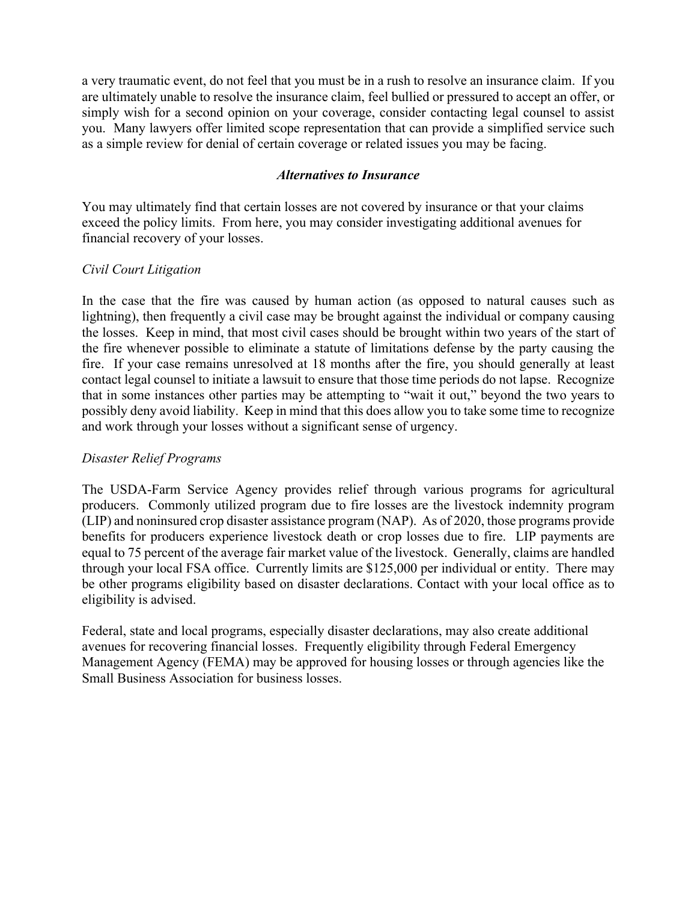a very traumatic event, do not feel that you must be in a rush to resolve an insurance claim. If you are ultimately unable to resolve the insurance claim, feel bullied or pressured to accept an offer, or simply wish for a second opinion on your coverage, consider contacting legal counsel to assist you. Many lawyers offer limited scope representation that can provide a simplified service such as a simple review for denial of certain coverage or related issues you may be facing.

### ***Alternatives to Insurance***

You may ultimately find that certain losses are not covered by insurance or that your claims exceed the policy limits. From here, you may consider investigating additional avenues for financial recovery of your losses.

*Civil Court Litigation*

In the case that the fire was caused by human action (as opposed to natural causes such as lightning), then frequently a civil case may be brought against the individual or company causing the losses. Keep in mind, that most civil cases should be brought within two years of the start of the fire whenever possible to eliminate a statute of limitations defense by the party causing the fire. If your case remains unresolved at 18 months after the fire, you should generally at least contact legal counsel to initiate a lawsuit to ensure that those time periods do not lapse. Recognize that in some instances other parties may be attempting to "wait it out," beyond the two years to possibly deny avoid liability. Keep in mind that this does allow you to take some time to recognize and work through your losses without a significant sense of urgency.

*Disaster Relief Programs*

The USDA-Farm Service Agency provides relief through various programs for agricultural producers. Commonly utilized program due to fire losses are the livestock indemnity program (LIP) and noninsured crop disaster assistance program (NAP). As of 2020, those programs provide benefits for producers experience livestock death or crop losses due to fire. LIP payments are equal to 75 percent of the average fair market value of the livestock. Generally, claims are handled through your local FSA office. Currently limits are $125,000 per individual or entity. There may be other programs eligibility based on disaster declarations. Contact with your local office as to eligibility is advised.

Federal, state and local programs, especially disaster declarations, may also create additional avenues for recovering financial losses. Frequently eligibility through Federal Emergency Management Agency (FEMA) may be approved for housing losses or through agencies like the Small Business Association for business losses.